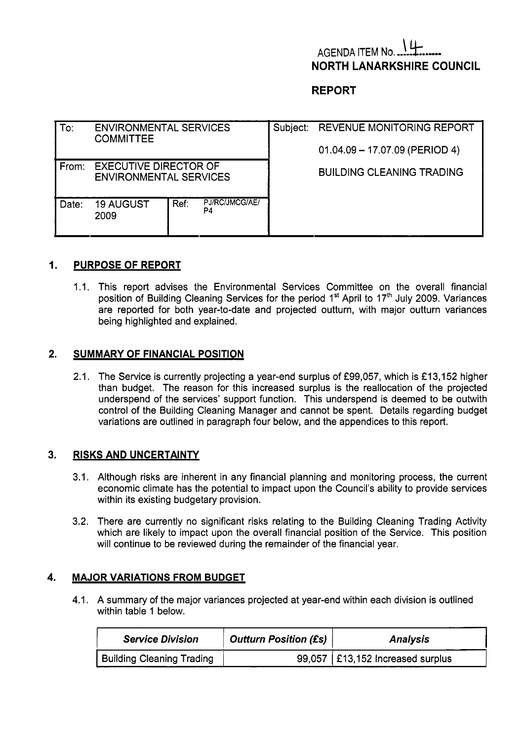AGENDA ITEM No. 14

**NORTH LANARKSHIRE COUNCIL**

**REPORT**

| To: | ENVIRONMENTAL SERVICES COMMITTEE | | | Subject: | REVENUE MONITORING REPORT<br><br>01.04.09 – 17.07.09 (PERIOD 4)<br><br>BUILDING CLEANING TRADING |
|---|---|---|---|---|---|
| From: | EXECUTIVE DIRECTOR OF ENVIRONMENTAL SERVICES | | | | |
| Date: | 19 AUGUST 2009 | Ref: | PJ/RC/JMCG/AE/P4 | | |

## 1. PURPOSE OF REPORT

1.1. This report advises the Environmental Services Committee on the overall financial position of Building Cleaning Services for the period 1st April to 17th July 2009. Variances are reported for both year-to-date and projected outturn, with major outturn variances being highlighted and explained.

## 2. SUMMARY OF FINANCIAL POSITION

2.1. The Service is currently projecting a year-end surplus of £99,057, which is £13,152 higher than budget. The reason for this increased surplus is the reallocation of the projected underspend of the services' support function. This underspend is deemed to be outwith control of the Building Cleaning Manager and cannot be spent. Details regarding budget variations are outlined in paragraph four below, and the appendices to this report.

## 3. RISKS AND UNCERTAINTY

3.1. Although risks are inherent in any financial planning and monitoring process, the current economic climate has the potential to impact upon the Council's ability to provide services within its existing budgetary provision.

3.2. There are currently no significant risks relating to the Building Cleaning Trading Activity which are likely to impact upon the overall financial position of the Service. This position will continue to be reviewed during the remainder of the financial year.

## 4. MAJOR VARIATIONS FROM BUDGET

4.1. A summary of the major variances projected at year-end within each division is outlined within table 1 below.

| *Service Division* | *Outturn Position (£s)* | *Analysis* |
|---|---|---|
| Building Cleaning Trading | 99,057 | £13,152 Increased surplus |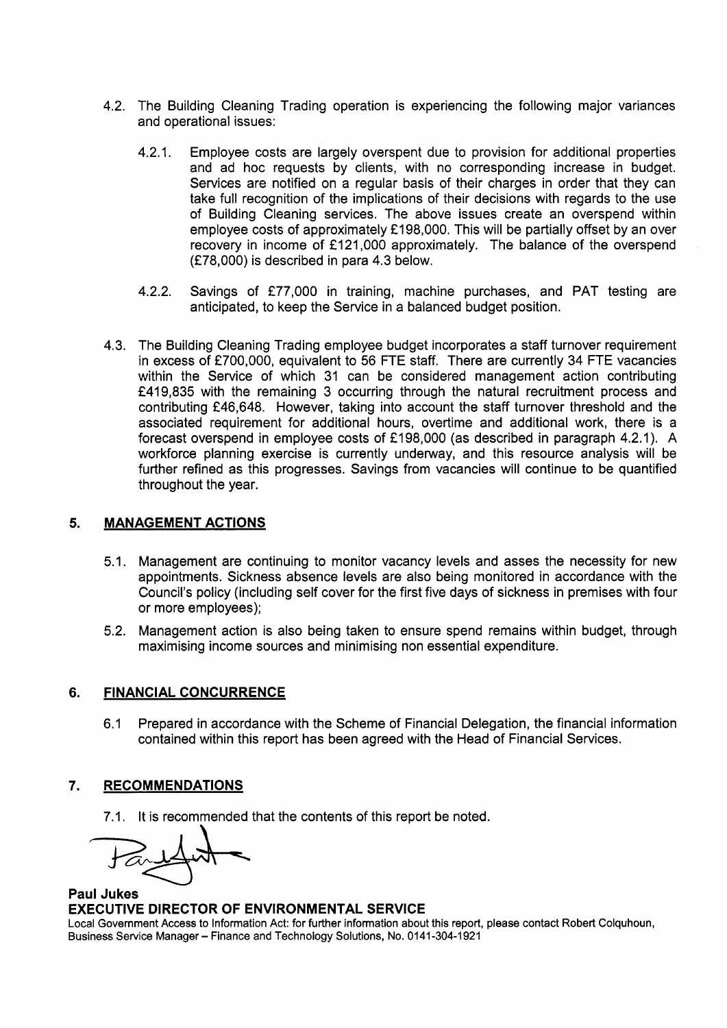4.2. The Building Cleaning Trading operation is experiencing the following major variances and operational issues:

4.2.1. Employee costs are largely overspent due to provision for additional properties and ad hoc requests by clients, with no corresponding increase in budget. Services are notified on a regular basis of their charges in order that they can take full recognition of the implications of their decisions with regards to the use of Building Cleaning services. The above issues create an overspend within employee costs of approximately £198,000. This will be partially offset by an over recovery in income of £121,000 approximately. The balance of the overspend (£78,000) is described in para 4.3 below.

4.2.2. Savings of £77,000 in training, machine purchases, and PAT testing are anticipated, to keep the Service in a balanced budget position.

4.3. The Building Cleaning Trading employee budget incorporates a staff turnover requirement in excess of £700,000, equivalent to 56 FTE staff. There are currently 34 FTE vacancies within the Service of which 31 can be considered management action contributing £419,835 with the remaining 3 occurring through the natural recruitment process and contributing £46,648. However, taking into account the staff turnover threshold and the associated requirement for additional hours, overtime and additional work, there is a forecast overspend in employee costs of £198,000 (as described in paragraph 4.2.1). A workforce planning exercise is currently underway, and this resource analysis will be further refined as this progresses. Savings from vacancies will continue to be quantified throughout the year.

## 5. MANAGEMENT ACTIONS

5.1. Management are continuing to monitor vacancy levels and asses the necessity for new appointments. Sickness absence levels are also being monitored in accordance with the Council's policy (including self cover for the first five days of sickness in premises with four or more employees);

5.2. Management action is also being taken to ensure spend remains within budget, through maximising income sources and minimising non essential expenditure.

## 6. FINANCIAL CONCURRENCE

6.1 Prepared in accordance with the Scheme of Financial Delegation, the financial information contained within this report has been agreed with the Head of Financial Services.

## 7. RECOMMENDATIONS

7.1. It is recommended that the contents of this report be noted.

**Paul Jukes**
**EXECUTIVE DIRECTOR OF ENVIRONMENTAL SERVICE**

Local Government Access to Information Act: for further information about this report, please contact Robert Colquhoun, Business Service Manager – Finance and Technology Solutions, No. 0141-304-1921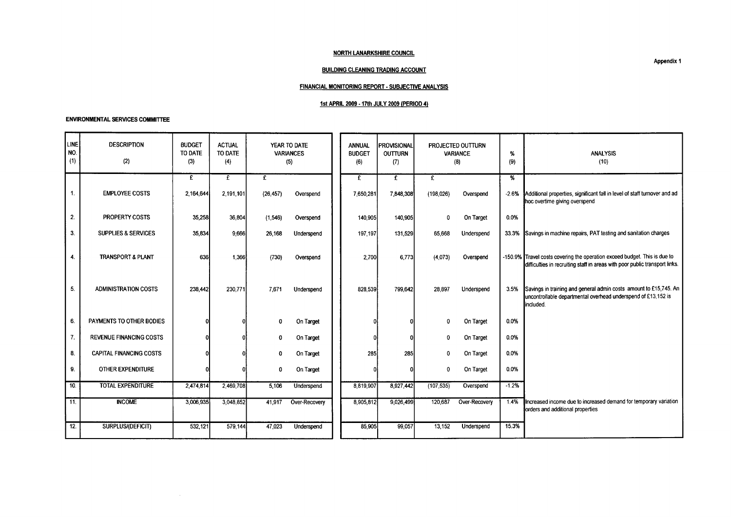**Appendix 1**

**NORTH LANARKSHIRE COUNCIL**

**BUILDING CLEANING TRADING ACCOUNT**

**FINANCIAL MONITORING REPORT - SUBJECTIVE ANALYSIS**

**1st APRIL 2009 - 17th JULY 2009 (PERIOD 4)**

**ENVIRONMENTAL SERVICES COMMITTEE**

| LINE NO. (1) | DESCRIPTION (2) | BUDGET TO DATE (3) | ACTUAL TO DATE (4) | YEAR TO DATE VARIANCES (5) | | ANNUAL BUDGET (6) | PROVISIONAL OUTTURN (7) | PROJECTED OUTTURN VARIANCE (8) | | % (9) | ANALYSIS (10) |
|---|---|---|---|---|---|---|---|---|---|---|---|
| | | £ | £ | £ | | £ | £ | £ | | % | |
| 1. | EMPLOYEE COSTS | 2,164,644 | 2,191,101 | (26,457) | Overspend | 7,650,281 | 7,848,308 | (198,026) | Overspend | -2.6% | Additional properties, significant fall in level of staff turnover and ad hoc overtime giving overspend |
| 2. | PROPERTY COSTS | 35,258 | 36,804 | (1,546) | Overspend | 140,905 | 140,905 | 0 | On Target | 0.0% | |
| 3. | SUPPLIES & SERVICES | 35,834 | 9,666 | 26,168 | Underspend | 197,197 | 131,529 | 65,668 | Underspend | 33.3% | Savings in machine repairs, PAT testing and sanitation charges |
| 4. | TRANSPORT & PLANT | 636 | 1,366 | (730) | Overspend | 2,700 | 6,773 | (4,073) | Overspend | -150.9% | Travel costs covering the operation exceed budget. This is due to difficulties in recruiting staff in areas with poor public transport links. |
| 5. | ADMINISTRATION COSTS | 238,442 | 230,771 | 7,671 | Underspend | 828,539 | 799,642 | 28,897 | Underspend | 3.5% | Savings in training and general admin costs amount to £15,745. An uncontrollable departmental overhead underspend of £13,152 is included. |
| 6. | PAYMENTS TO OTHER BODIES | 0 | 0 | 0 | On Target | 0 | 0 | 0 | On Target | 0.0% | |
| 7. | REVENUE FINANCING COSTS | 0 | 0 | 0 | On Target | 0 | 0 | 0 | On Target | 0.0% | |
| 8. | CAPITAL FINANCING COSTS | 0 | 0 | 0 | On Target | 285 | 285 | 0 | On Target | 0.0% | |
| 9. | OTHER EXPENDITURE | 0 | 0 | 0 | On Target | 0 | 0 | 0 | On Target | 0.0% | |
| 10. | TOTAL EXPENDITURE | 2,474,814 | 2,469,708 | 5,106 | Underspend | 8,819,907 | 8,927,442 | (107,535) | Overspend | -1.2% | |
| 11. | INCOME | 3,006,935 | 3,048,852 | 41,917 | Over-Recovery | 8,905,812 | 9,026,499 | 120,687 | Over-Recovery | 1.4% | Increased income due to increased demand for temporary variation orders and additional properties |
| 12. | SURPLUS/(DEFICIT) | 532,121 | 579,144 | 47,023 | Underspend | 85,905 | 99,057 | 13,152 | Underspend | 15.3% | |